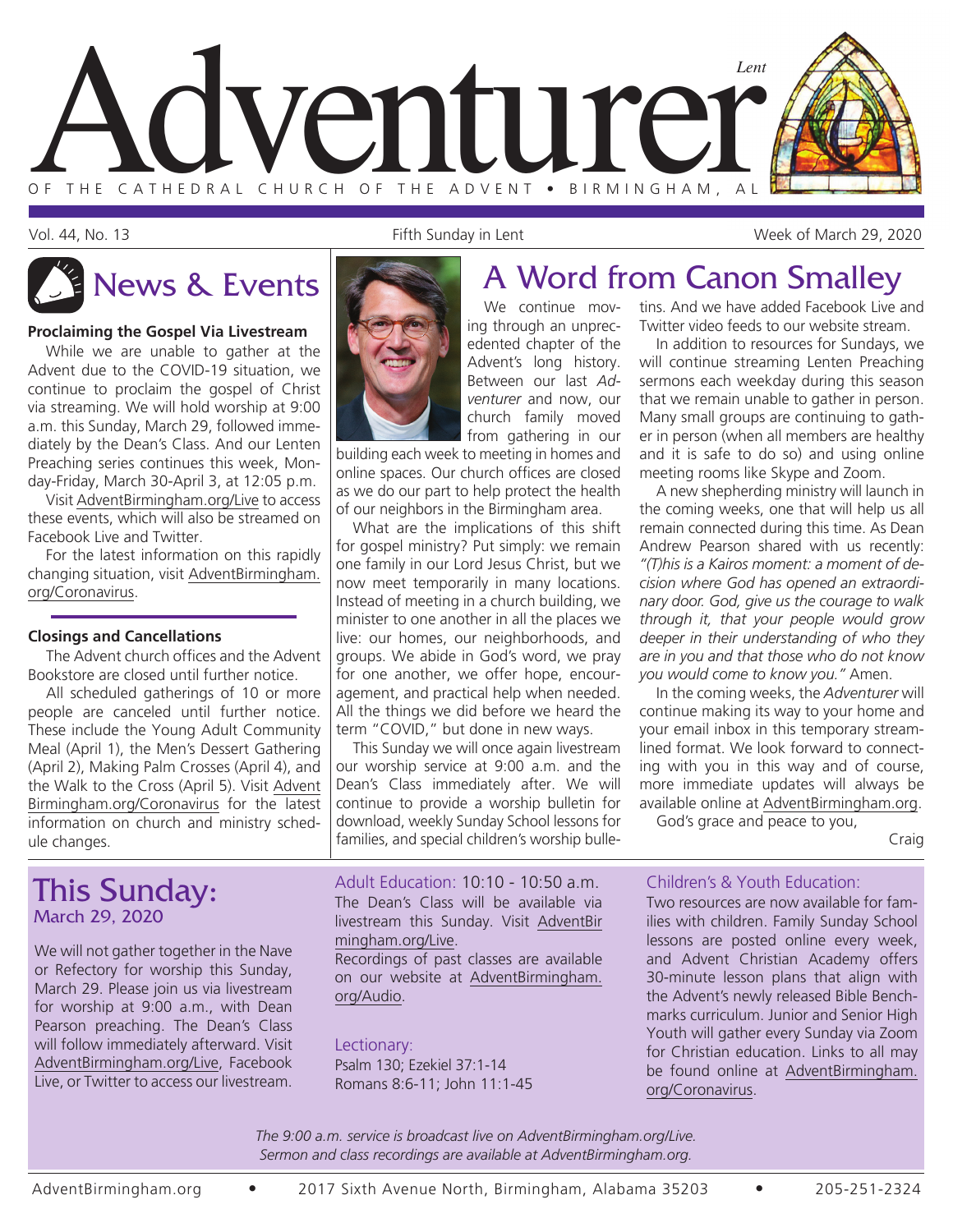# Adventurer

*Lent*

OF THE CATHEDRAL CHURCH OF THE ADVENT • BIRMINGHAM, AL

Vol. 44, No. 13 | Fifth Sunday in Lent | Week of March 29, 2020

## News & Events

**Proclaiming the Gospel Via Livestream**

While we are unable to gather at the Advent due to the COVID-19 situation, we continue to proclaim the gospel of Christ via streaming. We will hold worship at 9:00 a.m. this Sunday, March 29, followed immediately by the Dean's Class. And our Lenten Preaching series continues this week, Monday-Friday, March 30-April 3, at 12:05 p.m.

Visit AdventBirmingham.org/Live to access these events, which will also be streamed on Facebook Live and Twitter.

For the latest information on this rapidly changing situation, visit AdventBirmingham.org/Coronavirus.

**Closings and Cancellations**

The Advent church offices and the Advent Bookstore are closed until further notice.

All scheduled gatherings of 10 or more people are canceled until further notice. These include the Young Adult Community Meal (April 1), the Men's Dessert Gathering (April 2), Making Palm Crosses (April 4), and the Walk to the Cross (April 5). Visit AdventBirmingham.org/Coronavirus for the latest information on church and ministry schedule changes.

## A Word from Canon Smalley

We continue moving through an unprecedented chapter of the Advent's long history. Between our last *Adventurer* and now, our church family moved from gathering in our building each week to meeting in homes and online spaces. Our church offices are closed as we do our part to help protect the health of our neighbors in the Birmingham area.

What are the implications of this shift for gospel ministry? Put simply: we remain one family in our Lord Jesus Christ, but we now meet temporarily in many locations. Instead of meeting in a church building, we minister to one another in all the places we live: our homes, our neighborhoods, and groups. We abide in God's word, we pray for one another, we offer hope, encouragement, and practical help when needed. All the things we did before we heard the term "COVID," but done in new ways.

This Sunday we will once again livestream our worship service at 9:00 a.m. and the Dean's Class immediately after. We will continue to provide a worship bulletin for download, weekly Sunday School lessons for families, and special children's worship bulletins. And we have added Facebook Live and Twitter video feeds to our website stream.

In addition to resources for Sundays, we will continue streaming Lenten Preaching sermons each weekday during this season that we remain unable to gather in person. Many small groups are continuing to gather in person (when all members are healthy and it is safe to do so) and using online meeting rooms like Skype and Zoom.

A new shepherding ministry will launch in the coming weeks, one that will help us all remain connected during this time. As Dean Andrew Pearson shared with us recently: *"(T)his is a Kairos moment: a moment of decision where God has opened an extraordinary door. God, give us the courage to walk through it, that your people would grow deeper in their understanding of who they are in you and that those who do not know you would come to know you."* Amen.

In the coming weeks, the *Adventurer* will continue making its way to your home and your email inbox in this temporary streamlined format. We look forward to connecting with you in this way and of course, more immediate updates will always be available online at AdventBirmingham.org.

God's grace and peace to you,

Craig

## This Sunday:
### March 29, 2020

We will not gather together in the Nave or Refectory for worship this Sunday, March 29. Please join us via livestream for worship at 9:00 a.m., with Dean Pearson preaching. The Dean's Class will follow immediately afterward. Visit AdventBirmingham.org/Live, Facebook Live, or Twitter to access our livestream.

**Adult Education:** 10:10 - 10:50 a.m.
The Dean's Class will be available via livestream this Sunday. Visit AdventBirmingham.org/Live.
Recordings of past classes are available on our website at AdventBirmingham.org/Audio.

**Lectionary:**
Psalm 130; Ezekiel 37:1-14
Romans 8:6-11; John 11:1-45

**Children's & Youth Education:**
Two resources are now available for families with children. Family Sunday School lessons are posted online every week, and Advent Christian Academy offers 30-minute lesson plans that align with the Advent's newly released Bible Benchmarks curriculum. Junior and Senior High Youth will gather every Sunday via Zoom for Christian education. Links to all may be found online at AdventBirmingham.org/Coronavirus.

*The 9:00 a.m. service is broadcast live on AdventBirmingham.org/Live.*
*Sermon and class recordings are available at AdventBirmingham.org.*

AdventBirmingham.org • 2017 Sixth Avenue North, Birmingham, Alabama 35203 • 205-251-2324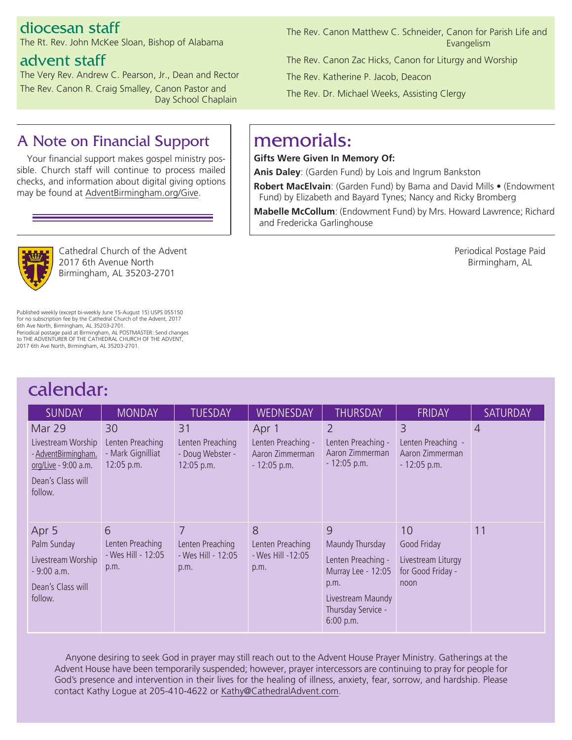## diocesan staff

The Rt. Rev. John McKee Sloan, Bishop of Alabama

## advent staff

The Very Rev. Andrew C. Pearson, Jr., Dean and Rector

The Rev. Canon R. Craig Smalley, Canon Pastor and Day School Chaplain

The Rev. Canon Matthew C. Schneider, Canon for Parish Life and Evangelism

The Rev. Canon Zac Hicks, Canon for Liturgy and Worship

The Rev. Katherine P. Jacob, Deacon

The Rev. Dr. Michael Weeks, Assisting Clergy

## A Note on Financial Support

Your financial support makes gospel ministry possible. Church staff will continue to process mailed checks, and information about digital giving options may be found at AdventBirmingham.org/Give.

## memorials:

**Gifts Were Given In Memory Of:**

**Anis Daley**: (Garden Fund) by Lois and Ingrum Bankston

**Robert MacElvain**: (Garden Fund) by Bama and David Mills • (Endowment Fund) by Elizabeth and Bayard Tynes; Nancy and Ricky Bromberg

**Mabelle McCollum**: (Endowment Fund) by Mrs. Howard Lawrence; Richard and Fredericka Garlinghouse

Cathedral Church of the Advent
2017 6th Avenue North
Birmingham, AL 35203-2701

Periodical Postage Paid
Birmingham, AL

Published weekly (except bi-weekly June 15-August 15) USPS 055150 for no subscription fee by the Cathedral Church of the Advent, 2017 6th Ave North, Birmingham, AL 35203-2701.
Periodical postage paid at Birmingham, AL POSTMASTER: Send changes to THE ADVENTURER OF THE CATHEDRAL CHURCH OF THE ADVENT, 2017 6th Ave North, Birmingham, AL 35203-2701.

## calendar:

| SUNDAY | MONDAY | TUESDAY | WEDNESDAY | THURSDAY | FRIDAY | SATURDAY |
|---|---|---|---|---|---|---|
| Mar 29<br>Livestream Worship - AdventBirmingham.org/Live - 9:00 a.m.<br>Dean's Class will follow. | 30<br>Lenten Preaching - Mark Gignilliat 12:05 p.m. | 31<br>Lenten Preaching - Doug Webster - 12:05 p.m. | Apr 1<br>Lenten Preaching - Aaron Zimmerman - 12:05 p.m. | 2<br>Lenten Preaching - Aaron Zimmerman - 12:05 p.m. | 3<br>Lenten Preaching - Aaron Zimmerman - 12:05 p.m. | 4 |
| Apr 5<br>Palm Sunday<br>Livestream Worship - 9:00 a.m.<br>Dean's Class will follow. | 6<br>Lenten Preaching - Wes Hill - 12:05 p.m. | 7<br>Lenten Preaching - Wes Hill - 12:05 p.m. | 8<br>Lenten Preaching - Wes Hill -12:05 p.m. | 9<br>Maundy Thursday<br>Lenten Preaching - Murray Lee - 12:05 p.m.<br>Livestream Maundy Thursday Service - 6:00 p.m. | 10<br>Good Friday<br>Livestream Liturgy for Good Friday - noon | 11 |

Anyone desiring to seek God in prayer may still reach out to the Advent House Prayer Ministry. Gatherings at the Advent House have been temporarily suspended; however, prayer intercessors are continuing to pray for people for God's presence and intervention in their lives for the healing of illness, anxiety, fear, sorrow, and hardship. Please contact Kathy Logue at 205-410-4622 or Kathy@CathedralAdvent.com.